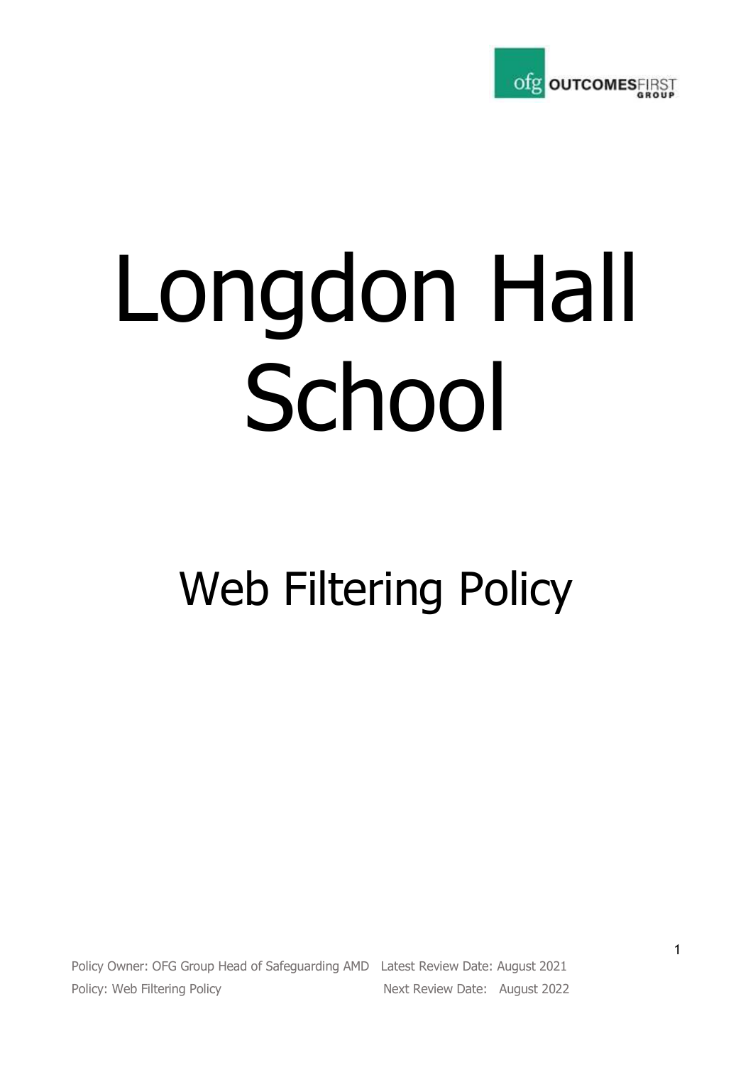# Longdon Hall School

## Web Filtering Policy

Policy Owner: OFG Group Head of Safeguarding AMD  Latest Review Date: August 2021

Policy: Web Filtering Policy  Next Review Date: August 2022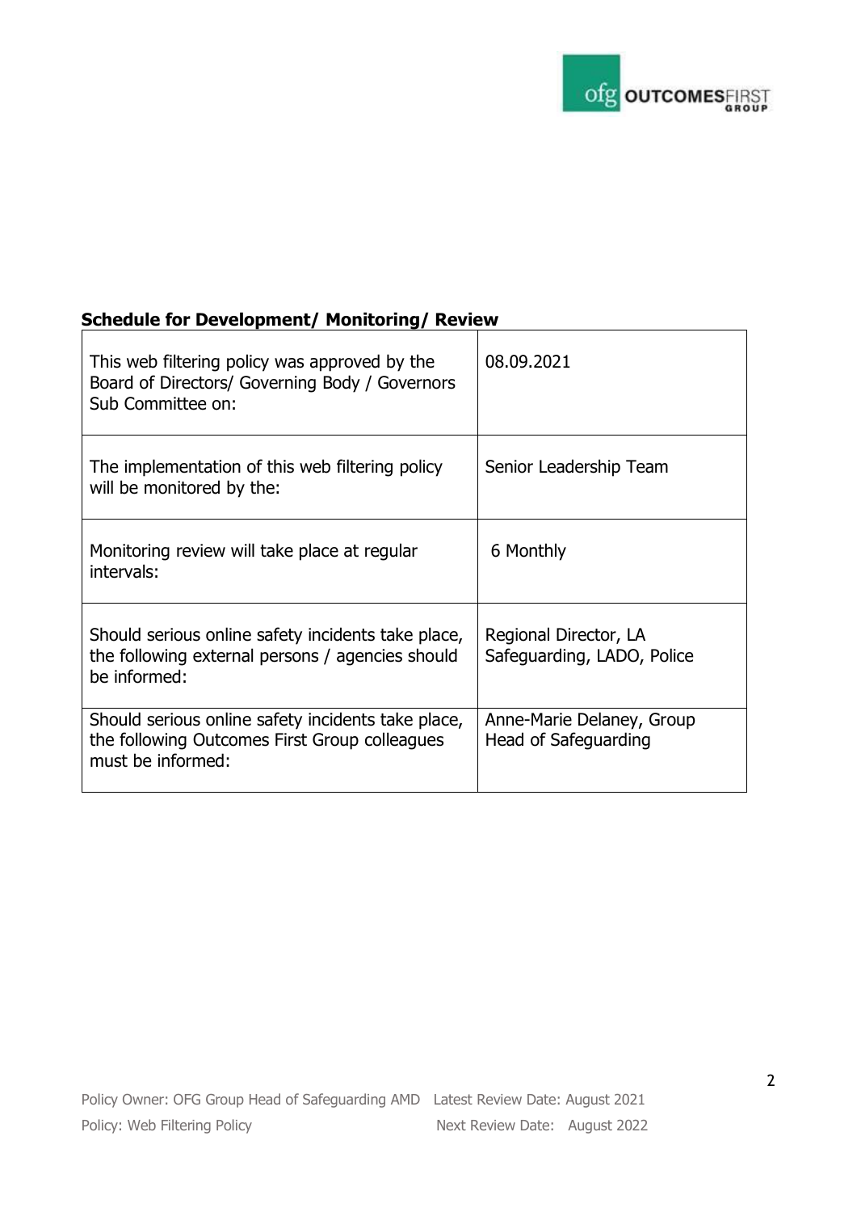**Schedule for Development/ Monitoring/ Review**

| | |
|---|---|
| This web filtering policy was approved by the Board of Directors/ Governing Body / Governors Sub Committee on: | 08.09.2021 |
| The implementation of this web filtering policy will be monitored by the: | Senior Leadership Team |
| Monitoring review will take place at regular intervals: | 6 Monthly |
| Should serious online safety incidents take place, the following external persons / agencies should be informed: | Regional Director, LA Safeguarding, LADO, Police |
| Should serious online safety incidents take place, the following Outcomes First Group colleagues must be informed: | Anne-Marie Delaney, Group Head of Safeguarding |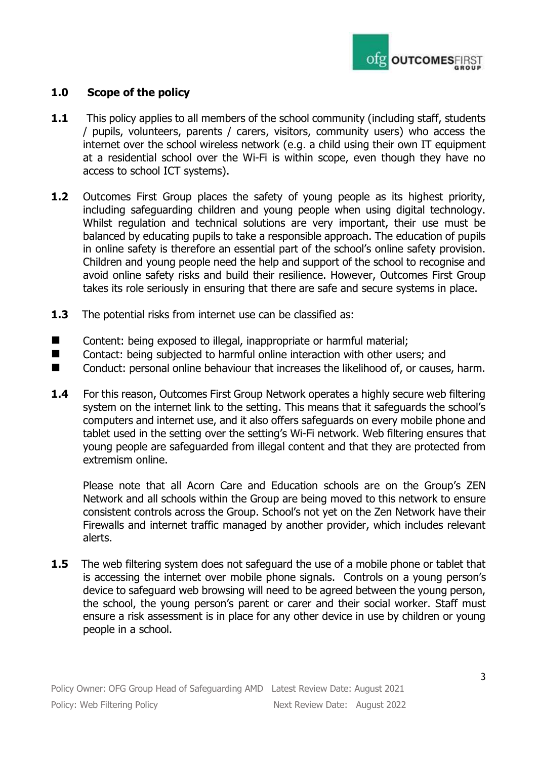## 1.0 Scope of the policy

**1.1** This policy applies to all members of the school community (including staff, students / pupils, volunteers, parents / carers, visitors, community users) who access the internet over the school wireless network (e.g. a child using their own IT equipment at a residential school over the Wi-Fi is within scope, even though they have no access to school ICT systems).

**1.2** Outcomes First Group places the safety of young people as its highest priority, including safeguarding children and young people when using digital technology. Whilst regulation and technical solutions are very important, their use must be balanced by educating pupils to take a responsible approach. The education of pupils in online safety is therefore an essential part of the school's online safety provision. Children and young people need the help and support of the school to recognise and avoid online safety risks and build their resilience. However, Outcomes First Group takes its role seriously in ensuring that there are safe and secure systems in place.

**1.3** The potential risks from internet use can be classified as:

- Content: being exposed to illegal, inappropriate or harmful material;
- Contact: being subjected to harmful online interaction with other users; and
- Conduct: personal online behaviour that increases the likelihood of, or causes, harm.

**1.4** For this reason, Outcomes First Group Network operates a highly secure web filtering system on the internet link to the setting. This means that it safeguards the school's computers and internet use, and it also offers safeguards on every mobile phone and tablet used in the setting over the setting's Wi-Fi network. Web filtering ensures that young people are safeguarded from illegal content and that they are protected from extremism online.

Please note that all Acorn Care and Education schools are on the Group's ZEN Network and all schools within the Group are being moved to this network to ensure consistent controls across the Group. School's not yet on the Zen Network have their Firewalls and internet traffic managed by another provider, which includes relevant alerts.

**1.5** The web filtering system does not safeguard the use of a mobile phone or tablet that is accessing the internet over mobile phone signals. Controls on a young person's device to safeguard web browsing will need to be agreed between the young person, the school, the young person's parent or carer and their social worker. Staff must ensure a risk assessment is in place for any other device in use by children or young people in a school.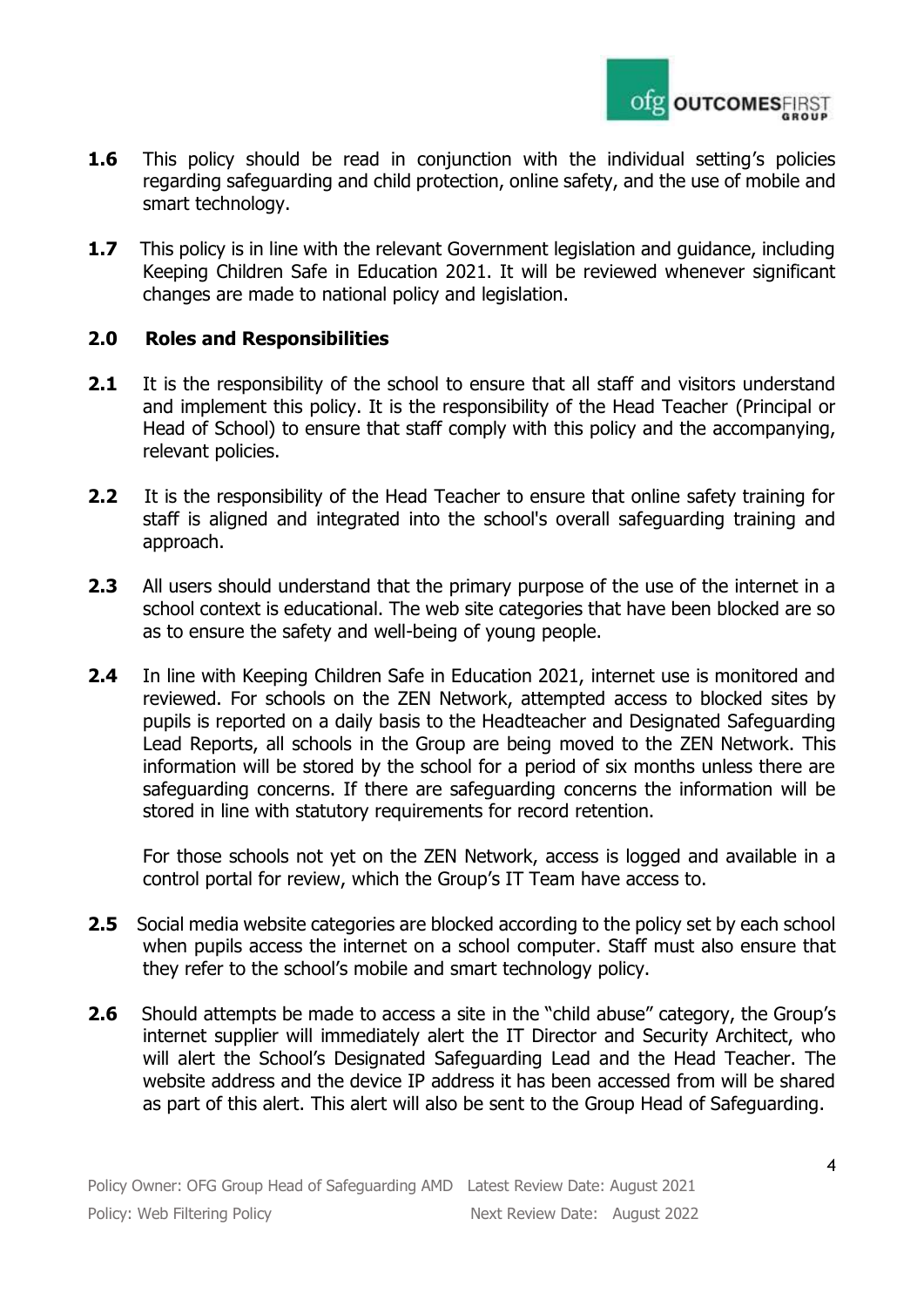**1.6** This policy should be read in conjunction with the individual setting's policies regarding safeguarding and child protection, online safety, and the use of mobile and smart technology.

**1.7** This policy is in line with the relevant Government legislation and guidance, including Keeping Children Safe in Education 2021. It will be reviewed whenever significant changes are made to national policy and legislation.

## 2.0 Roles and Responsibilities

**2.1** It is the responsibility of the school to ensure that all staff and visitors understand and implement this policy. It is the responsibility of the Head Teacher (Principal or Head of School) to ensure that staff comply with this policy and the accompanying, relevant policies.

**2.2** It is the responsibility of the Head Teacher to ensure that online safety training for staff is aligned and integrated into the school's overall safeguarding training and approach.

**2.3** All users should understand that the primary purpose of the use of the internet in a school context is educational. The web site categories that have been blocked are so as to ensure the safety and well-being of young people.

**2.4** In line with Keeping Children Safe in Education 2021, internet use is monitored and reviewed. For schools on the ZEN Network, attempted access to blocked sites by pupils is reported on a daily basis to the Headteacher and Designated Safeguarding Lead Reports, all schools in the Group are being moved to the ZEN Network. This information will be stored by the school for a period of six months unless there are safeguarding concerns. If there are safeguarding concerns the information will be stored in line with statutory requirements for record retention.

For those schools not yet on the ZEN Network, access is logged and available in a control portal for review, which the Group's IT Team have access to.

**2.5** Social media website categories are blocked according to the policy set by each school when pupils access the internet on a school computer. Staff must also ensure that they refer to the school's mobile and smart technology policy.

**2.6** Should attempts be made to access a site in the "child abuse" category, the Group's internet supplier will immediately alert the IT Director and Security Architect, who will alert the School's Designated Safeguarding Lead and the Head Teacher. The website address and the device IP address it has been accessed from will be shared as part of this alert. This alert will also be sent to the Group Head of Safeguarding.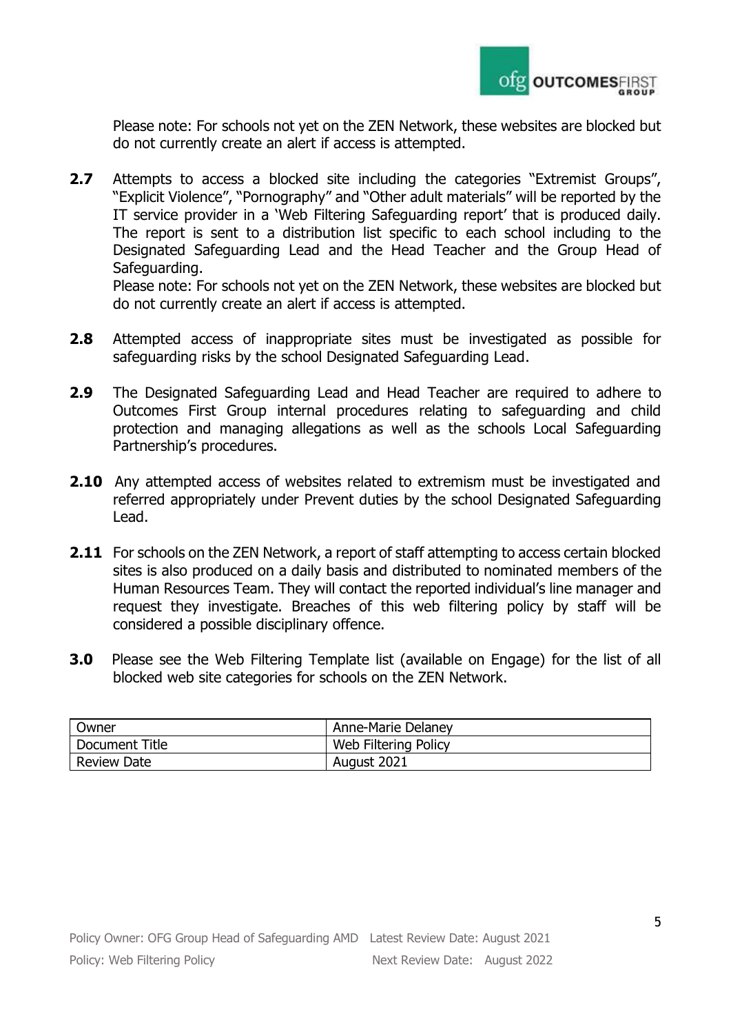Please note: For schools not yet on the ZEN Network, these websites are blocked but do not currently create an alert if access is attempted.

**2.7** Attempts to access a blocked site including the categories "Extremist Groups", "Explicit Violence", "Pornography" and "Other adult materials" will be reported by the IT service provider in a 'Web Filtering Safeguarding report' that is produced daily. The report is sent to a distribution list specific to each school including to the Designated Safeguarding Lead and the Head Teacher and the Group Head of Safeguarding.
Please note: For schools not yet on the ZEN Network, these websites are blocked but do not currently create an alert if access is attempted.

**2.8** Attempted access of inappropriate sites must be investigated as possible for safeguarding risks by the school Designated Safeguarding Lead.

**2.9** The Designated Safeguarding Lead and Head Teacher are required to adhere to Outcomes First Group internal procedures relating to safeguarding and child protection and managing allegations as well as the schools Local Safeguarding Partnership's procedures.

**2.10** Any attempted access of websites related to extremism must be investigated and referred appropriately under Prevent duties by the school Designated Safeguarding Lead.

**2.11** For schools on the ZEN Network, a report of staff attempting to access certain blocked sites is also produced on a daily basis and distributed to nominated members of the Human Resources Team. They will contact the reported individual's line manager and request they investigate. Breaches of this web filtering policy by staff will be considered a possible disciplinary offence.

**3.0** Please see the Web Filtering Template list (available on Engage) for the list of all blocked web site categories for schools on the ZEN Network.

| | |
|---|---|
| Owner | Anne-Marie Delaney |
| Document Title | Web Filtering Policy |
| Review Date | August 2021 |